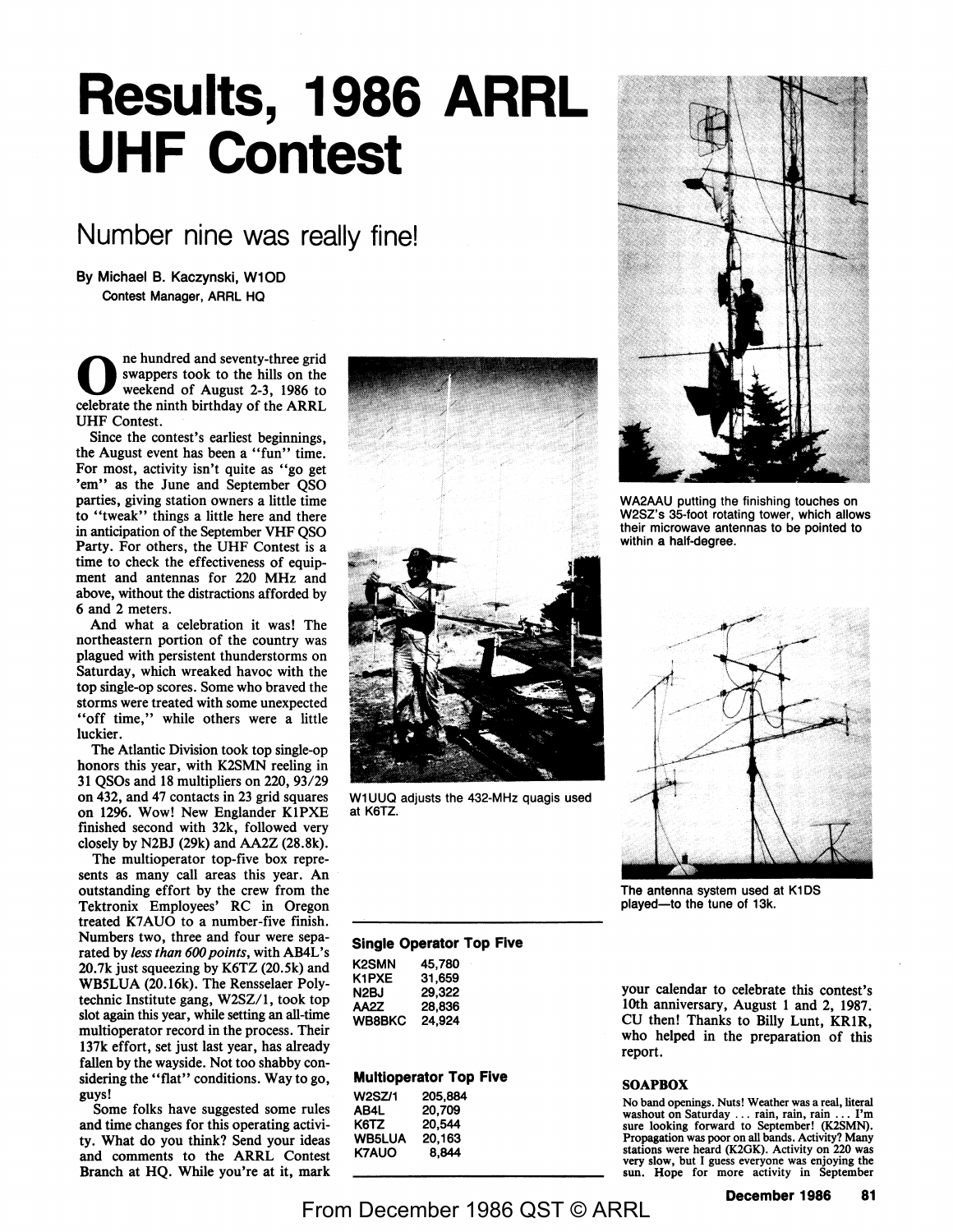# Results, 1986 ARRL UHF Contest

## Number nine was really fine!

**By Michael B. Kaczynski, W1OD**
Contest Manager, ARRL HQ

One hundred and seventy-three grid swappers took to the hills on the weekend of August 2-3, 1986 to celebrate the ninth birthday of the ARRL UHF Contest.

Since the contest's earliest beginnings, the August event has been a "fun" time. For most, activity isn't quite as "go get 'em" as the June and September QSO parties, giving station owners a little time to "tweak" things a little here and there in anticipation of the September VHF QSO Party. For others, the UHF Contest is a time to check the effectiveness of equipment and antennas for 220 MHz and above, without the distractions afforded by 6 and 2 meters.

And what a celebration it was! The northeastern portion of the country was plagued with persistent thunderstorms on Saturday, which wreaked havoc with the top single-op scores. Some who braved the storms were treated with some unexpected "off time," while others were a little luckier.

The Atlantic Division took top single-op honors this year, with K2SMN reeling in 31 QSOs and 18 multipliers on 220, 93/29 on 432, and 47 contacts in 23 grid squares on 1296. Wow! New Englander K1PXE finished second with 32k, followed very closely by N2BJ (29k) and AA2Z (28.8k).

The multioperator top-five box represents as many call areas this year. An outstanding effort by the crew from the Tektronix Employees' RC in Oregon treated K7AUO to a number-five finish. Numbers two, three and four were separated by *less than 600 points*, with AB4L's 20.7k just squeezing by K6TZ (20.5k) and WB5LUA (20.16k). The Rensselaer Polytechnic Institute gang, W2SZ/1, took top slot again this year, while setting an all-time multioperator record in the process. Their 137k effort, set just last year, has already fallen by the wayside. Not too shabby considering the "flat" conditions. Way to go, guys!

Some folks have suggested some rules and time changes for this operating activity. What do you think? Send your ideas and comments to the ARRL Contest Branch at HQ. While you're at it, mark your calendar to celebrate this contest's 10th anniversary, August 1 and 2, 1987. CU then! Thanks to Billy Lunt, KR1R, who helped in the preparation of this report.

W1UUQ adjusts the 432-MHz quagis used at K6TZ.

WA2AAU putting the finishing touches on W2SZ's 35-foot rotating tower, which allows their microwave antennas to be pointed to within a half-degree.

The antenna system used at K1DS played—to the tune of 13k.

**Single Operator Top Five**

| | |
|---|---|
| K2SMN | 45,780 |
| K1PXE | 31,659 |
| N2BJ | 29,322 |
| AA2Z | 28,836 |
| WB8BKC | 24,924 |

**Multioperator Top Five**

| | |
|---|---|
| W2SZ/1 | 205,884 |
| AB4L | 20,709 |
| K6TZ | 20,544 |
| WB5LUA | 20,163 |
| K7AUO | 8,844 |

### SOAPBOX

No band openings. Nuts! Weather was a real, literal washout on Saturday . . . rain, rain, rain . . . I'm sure looking forward to September! (K2SMN). Propagation was poor on all bands. Activity? Many stations were heard (K2GK). Activity on 220 was very slow, but I guess everyone was enjoying the sun. Hope for more activity in September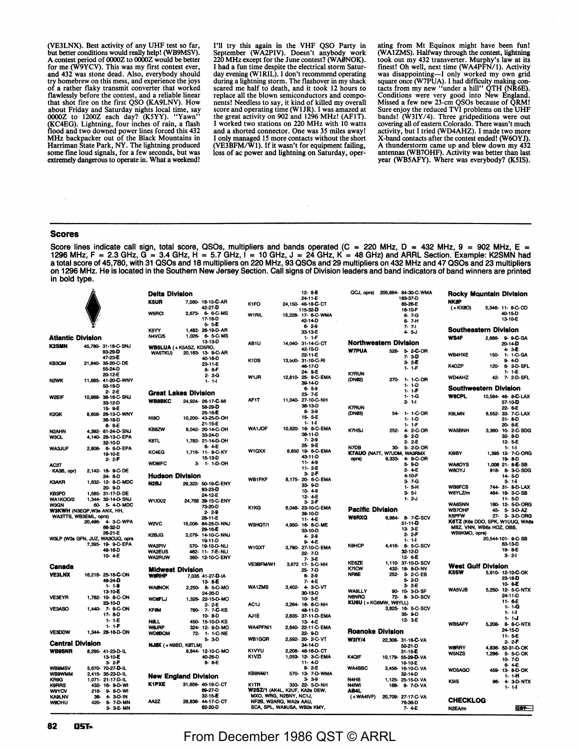(VE3LNX). Best activity of any UHF test so far, but better conditions would really help! (WB9MSV). A contest period of 0000Z to 0000Z would be better for me (W9YCV). This was my first contest ever, and 432 was stone dead. Also, everybody should try homebrew on this mess, and experience the joys of a rather flaky transmit converter that worked flawlessly before the contest, and a reliable linear that shot fire on the first QSO (KA9LNV). How about Friday and Saturday nights local time, say 0000Z to 1200Z each day? (K5YY). "Yawn" (KC4EG). Lightning, four inches of rain, a flash flood and two downed power lines forced this 432 MHz backpacker out of the Black Mountains in Harriman State Park, NY. The lightning produced some fine loud signals, for a few seconds, but was extremely dangerous to operate in. What a weekend! I'll try this again in the VHF QSO Party in September (WA2PIV). Doesn't anybody work 220 MHz except for the June contest? (WAØNOK). I had a fun time despite the electrical storm Saturday evening (W1RIL). I don't recommend operating during a lightning storm. The flashover in my shack scared me half to death, and it took 12 hours to replace all the blown semiconductors and components! Needless to say, it kind of killed my overall score and operating time (W1JR). I was amazed at the great activity on 902 and 1296 MHz! (AF1T). I worked two stations on 220 MHz with 10 watts and a shorted connector. One was 35 miles away! I only managed 15 more contacts without the short (VE3BFM/W1). If it wasn't for equipment failing, loss of ac power and lightning on Saturday, operating from Mt Equinox might have been fun! (WA1ZMS). Halfway through the contest, lightning took out my 432 transverter. Murphy's law at its finest! Oh well, next time (WA4PFN/1). Activity was disappointing—I only worked my own grid square once (W7PUA). I had difficulty making contacts from my new "under a hill" QTH (NR6E). Conditions were very good into New England. Missed a few new 23-cm QSOs because of QRM! Sure enjoy the reduced TVI problems on the UHF bands! (W3IY/4). Three gridpeditions were out covering all of eastern Colorado. There wasn't much activity, but I tried (WD4AHZ). I made two more X-band contacts after the contest ended! (W6OYJ). A thunderstorm came up and blew down my 432 antennas (WB7OHF). Activity was better than last year (WB5AFY). Where was everybody? (K5IS).

## Scores

**Score lines indicate call sign, total score, QSOs, multipliers and bands operated (C = 220 MHz, D = 432 MHz, 9 = 902 MHz, E = 1296 MHz, F = 2.3 GHz, G = 3.4 GHz, H = 5.7 GHz, I = 10 GHz, J = 24 GHz, K = 48 GHz) and ARRL Section. Example: K2SMN had a total score of 45,780, with 31 QSOs and 18 multipliers on 220 MHz, 93 QSOs and 29 multipliers on 432 MHz and 47 QSOs and 23 multipliers on 1296 MHz. He is located in the Southern New Jersey Section. Call signs of Division leaders and band indicators of band winners are printed in bold type.**

### Atlantic Division

**K2SMN** 45,780- 31-18-**C**-SNJ / 93-29-**D** / 47-23-**E**
KB3QM 21,840- 35-20-C-DE / 55-24-D / 20-12-E
N2WK 11,685- 41-20-C-WNY / 50-19-D / 2- 2-E
W2EIF 10,989- 36-16-C-SNJ / 33-12-D / 15- 9-E
K2GK 8,658- 26-13-C-WNY / 38-18-D / 8- 6-E
N2AHN 4,392- 61-24-D-SNJ
W3CL 4,140- 28-13-C-EPA / 32-10-D
WA3JUF 2,808- 6- 6-D-EPA / 19-10-E / 2- 2-F
AC3T (KA3B, opr) 2,142- 18- 9-C-DE / 24- 8-D
K3AKR 1,632- 12- 8-C-MDC / 20- 9-D
KB3PD 1,585- 31-17-D-DE
WA1KOO/2 1,344- 32-14-D-SNJ
W3GN 60- 5- 4-D-MDC
W3KWH (N3EQP, W3s ANX, HH, WA3TTS, WB3EML, oprs) 20,496- 4- 3-C-WPA / 66-32-D / 26-21-E
W3LP (W3s GFN, JUZ, WA3CUQ, oprs) 7,395- 19- 9-C-EPA / 46-16-D / 10- 4-E

### Canada

**VE3LNX** 16,218- 25-18-**C**-ON / 49-24-D / 1- 1-**9** / 13-10-**E**
VE3EYR 1,782- 10- 8-C-ON / 23-10-D
VE3ASO 1,440- 7- 6-C-ON / 17- 8-D / 1- 1-E / 1- 1-F
VE3DDW 1,344- 28-16-D-ON

### Central Division

**WB9SNR** 8,295- 41-23-D-IL / 13-10-E / 3- 2-F
WB9MSV 5,670- 70-27-D-IL
WB9WMM 2,415- 35-23-D-IL
KR9G 1,071- 21-17-D-IL
K9RRS 432- 16- 9-D-WI
W9YCV 216- 9- 8-D-WI
KA9LNV 36- 4- 3-D-IN
W9OHU 420- 8- 7-D-MN / 3- 3-E-MN

### Delta Division

**K5UR** 7,560- 18-15-**C**-AR / 42-27-**D**
W5RCI 2,673- 6- 6-C-MS / 17-16-D / 5- 5-**E**
K5YY 1,482- 26-19-D-AR
N4VC/5 1,026- 6- 5-C-MS / 13-13-D
**WB5LUA** (+K5ASZ, KD5RO, WA5TKU) 20,163- 13- 9-C-AR / 40-18-D / 23-11-E / 8- 6-F / 2- 2-G / 1- 1-I

### Great Lakes Division

**WB8BKC** 24,924- 26-17-**C**-MI / 58-29-**D** / 25-16-**E**
NI8O 10,200- 43-25-D-OH / 21-15-E
KB8ZW 6,042- 20-14-C-OH / 33-24-D
K8TL 1,782- 21-14-D-OH / 6- 4-E
KC4EG 1,716- 11- 9-C-KY / 15-13-D
WD8IFC 3- 1- 1-D-OH

### Hudson Division

**N2BJ** 29,322- 50-19-**C**-ENY / 83-23-**D** / 24-12-E
W1XX/2 24,768 39-15-C-ENY / 73-20-D / 2- 2-9 / 28-11-E
W2VC 15,006- 64-25-D-NNJ / 29-16-**E**
K2BJG 2,079- 14-10-C-NNJ / 19-11-D
WA2PIV 570- 19-10-D-NLI
WA2EUS 462- 11- 7-E-NLI
WA2RUW 360- 12-10-C-ENY

### Midwest Division

**WØRHP** 7,035 41-27-D-IA / 13- 8-**E**
WAØNOK 2,250- 6- 5-C-MO / 24-20-D
WDØFLJ 1,326- 22-15-D-MO / 2- 2-E
KFØM 780- 7- 7-C-KS / 10- 8-D
NØLL 450- 15-10-D-KS
WØJRP 324- 12- 9-D-MO
WDØBQM 72- 1- 1-C-NE / 5- 3-D
NJØX (+N9BD, KØTLM) 8,844- 12-10-C-MO / 40-26-D / 8- 8-E

### New England Division

**K1PXE** 31,659- 40-19-C-CT / 69-27-D / 32-15-**E**
AA2Z 28,836- 44-17-C-CT / 62-20-D / 12- 6-9 / 24-11-E
K1FO 24,150- 46-18-**C**-CT / 115-32-**D**
W1RIL 15,228- 17- 6-C-WMA / 42-14-D / 6- 2-9 / 33-13-E / 1- 1-F
AB1U 14,040- 31-14-C-CT / 42-15-D / 22-11-E
K1DS 13,500- 31-10-C-RI / 46-17-D / 24- 9-E
W1JR 12,810- 25- 9-C-EMA / 39-14-D / 6- 5-9 / 23- 7-E
AF1T 11,040- 27-10-C-NH / 38-13-D / 8- 3-9 / 15- 5-E / 1- 1-I
WA1JOF 10,620- 16- 8-C-EMA / 38-11-D / 7- 2-9 / 25- 9-E
W1QXX 8,850 19- 6-C-EMA / 43-11-D / 11- 4-9 / 11- 2-E / 3- 2-F
WB1FKF 8,175- 20- 6-C-EMA / 33- 9-D / 10- 4-9 / 12- 4-E / 3- 2-F
K1KG 6,048- 23-10-C-EMA / 39-10-D / 11- 4-E
W3HQT/1 4,950- 16- 6-C-ME / 33-10-D / 4- 2-9 / 9- 4-E
W1GXT 3,780- 27-10-C-EMA / 22- 7-D / 7- 3-E
VE3BFM/W1 3,672 17- 5-C-NH / 25- 7-D / 6- 2-9 / 7- 4-E
WA1ZMS 3,402- 4- 3-C-VT / 30-13-D / 10- 5-E
AC1J 3,264- 16- 6-C-NH / 48-11-D
AJ1E 2,835- 37-11-D-EMA / 13- 4-E
WA4PFN/1 2,640- 22-11-C-EMA / 22- 9-D
WB1GQR 2,592- 20- 2-C-VT / 34-14-D
K1VYU 2,208- 46-16-D-CT
K1VZI 1,053- 12- 3-C-EMA / 11- 4-D / 8- 2-E
KB9NM/1 570- 13- 7-D-WMA / 3- 3-9
K1TR 333- 22- 5-D-NH
**W2SZ/1** (AK4L, K2UF, KA2s DEW, MXO, WRG, N2BNY, NC1J, NF2B, W2ARQ, WA2s AAU, SCA, SPL, WA8USA, WB2s KMY, QCJ, oprs) 205,884- 84-30-C-WMA / 163-37-D / 65-26-E / 16-10-F / 6- 7-G / 6- 7-H / 7- 7-I / 4- 5-J

### Northwestern Division

**W7PUA** 528- 5- 2-**C**-OR / 7- 3-**D** / 3- 2-**E** / 1- 1-F
K7RUN (DN82) 270- 1- 1-C-OR / 1- 1-D / 1- 1-**F** / 1- 1-G / 2- 1-I
K7RUN (DN83) 54- 1- 1-C-OR / 1- 1-D / 1- 1-F
K7HSJ 252- 4- 2-C-OR / 6- 2-D / 2- 2-E
N7DB 30- 5- 2-D-OR
**K7AUO** (NA7T, W7UDM, WA3RMX oprs) 9,333- 4- 9-C-OR / 5- 9-D / 2- 4-E / 4-10-F / 3- 7-G / 1- 5-H / 3- 5-I / 1- 2-J

### Pacific Division

**W6RXQ** 6,984- 8- 7-**C**-SCV / 51-11-D / 13- 3-E / 2- 2-F / 1- 1-I
K6HCP 4,416- 8- 5-C-SCV / 32-12-D / 12- 6-E
KE6ZE 1,110- 37-10-D-SCV
K7ICW 432- 18- 8-D-NV
NR6E 252- 3- 2-C-EB / 5- 2-D / 3- 2-E
WA8LLY 90- 10- 3-D-SF
N6NRQ 72- 8- 3-D-SCV
**KU6U** (+KG6MW, W6YLL) 3,825- 16- 5-C-SCV / 35- 9-D / 12- 3-E

### Roanoke Division

**W3IY/4** 22,308- 31-16-C-VA / 50-21-D / 31-15-**E**
K4QIF 10,179- 55-29-**D**-VA / 16-10-E
WA4SBC 3,456- 16-10-C-VA / 32-14-D
N4HB 1,125- 25-15-D-VA
N4IWI 168- 8- 7-D-VA
**AB4L** (+WA4IVF) 20,709- 27-17-**C**-VA / 76-38-D / 7- 4-E

### Rocky Mountain Division

**NKØP** (+KXØO) 5,346- 11- 8-C-CO / 40-15-D / 13-10-E

### Southeastern Division

**WS4F** 2,886- 9- 9-**C**-GA / 20-14-**D** / 4- 3-**E**
WB4HXE 150- 1- 1-C-GA / 9- 4-D
K4DZP 120- 8- 3-D-SFL / 1- 1-E
WD4AHZ 42- 7- 2-D-SFL

### Southwestern Division

**W6CPL** 10,584- 46- 8-**C**-LAX / 57-10-**D** / 22- 6-E
K6LMN 6,552- 33- 7-C-LAX / 31- 8-D / 20- 6-E
WA5BNH 3,360- 10- 2-C-SDG / 32- 8-D / 12- 5-E / 1- 1-I
K6IBY 1,395 12- 7-C-ORG / 19- 8-D
WA6OYS 1,008 21- 8-**E**-SB
W6OYJ 918- 8- 3-C-SDG / 14- 5-D / 3- 1-I
WB6FCS 744- 31- 8-D-LAX
WB6YLZ/m 464- 18- 3-C-SB / 11- 5-D
WA6SNN 180- 12- 5-D-ORG
WB7OHF 45- 5- 3-D-AZ
K6PFW 27- 3- 3-D-ORG
**K6TZ** (K6s DDO, SPK, W1UUQ, WA6s MBZ, VNN, WB6s HOZ, OBB, WB9KMO, oprs) 20,544-101- 9-C-SB / 63-13-D / 19- 8-E / 3- 2-I

### West Gulf Division

**K5SW** 5,610- 12-10-**C**-OK / 23-16-**D** / 10- 8-**E**
WA5VJB 5,250- 12- 5-C-NTX / 24-11-D / 11- 6-E / 1- 1-**G** / 1- 1-I / 1- 1-**J**
WB5AFY 5,208- 8- 6-C-NTX / 24-15-D / 11- 5-E / 2- 2-**F**
WØRRY 4,836- 52-31-D-OK
W5NZS 1,296- 5- 5-C-OK / 10- 7-D / 6- 4-E
WD5AGO 459- 13- 8-D-OK / 1- 1-**H**
K5IS 96- 4- 3-D-NTX / 1- 1-I

### CHECKLOG

N2EA/m